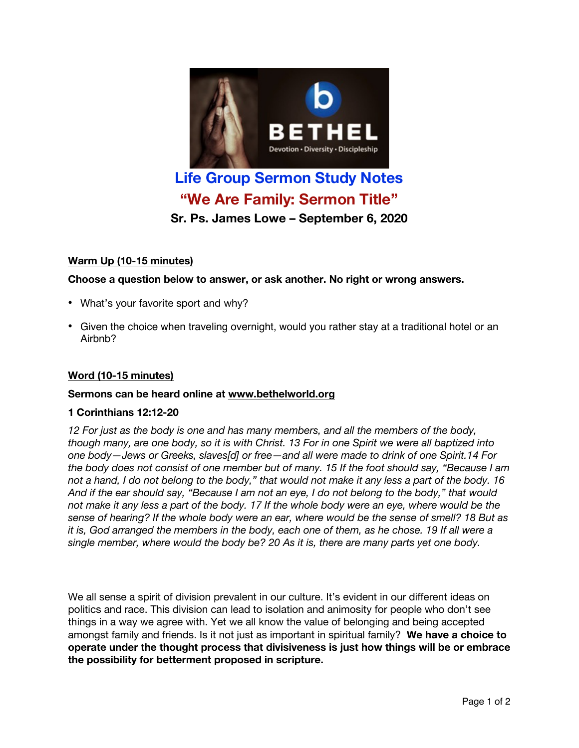# Life Group Sermon Study Notes

## "We Are Family: Sermon Title"

### Sr. Ps. James Lowe – September 6, 2020

**Warm Up (10-15 minutes)**

**Choose a question below to answer, or ask another. No right or wrong answers.**

- What's your favorite sport and why?
- Given the choice when traveling overnight, would you rather stay at a traditional hotel or an Airbnb?

**Word (10-15 minutes)**

**Sermons can be heard online at www.bethelworld.org**

**1 Corinthians 12:12-20**

*12 For just as the body is one and has many members, and all the members of the body, though many, are one body, so it is with Christ. 13 For in one Spirit we were all baptized into one body—Jews or Greeks, slaves[d] or free—and all were made to drink of one Spirit.14 For the body does not consist of one member but of many. 15 If the foot should say, "Because I am not a hand, I do not belong to the body," that would not make it any less a part of the body. 16 And if the ear should say, "Because I am not an eye, I do not belong to the body," that would not make it any less a part of the body. 17 If the whole body were an eye, where would be the sense of hearing? If the whole body were an ear, where would be the sense of smell? 18 But as it is, God arranged the members in the body, each one of them, as he chose. 19 If all were a single member, where would the body be? 20 As it is, there are many parts yet one body.*

We all sense a spirit of division prevalent in our culture. It's evident in our different ideas on politics and race. This division can lead to isolation and animosity for people who don't see things in a way we agree with. Yet we all know the value of belonging and being accepted amongst family and friends. Is it not just as important in spiritual family? **We have a choice to operate under the thought process that divisiveness is just how things will be or embrace the possibility for betterment proposed in scripture.**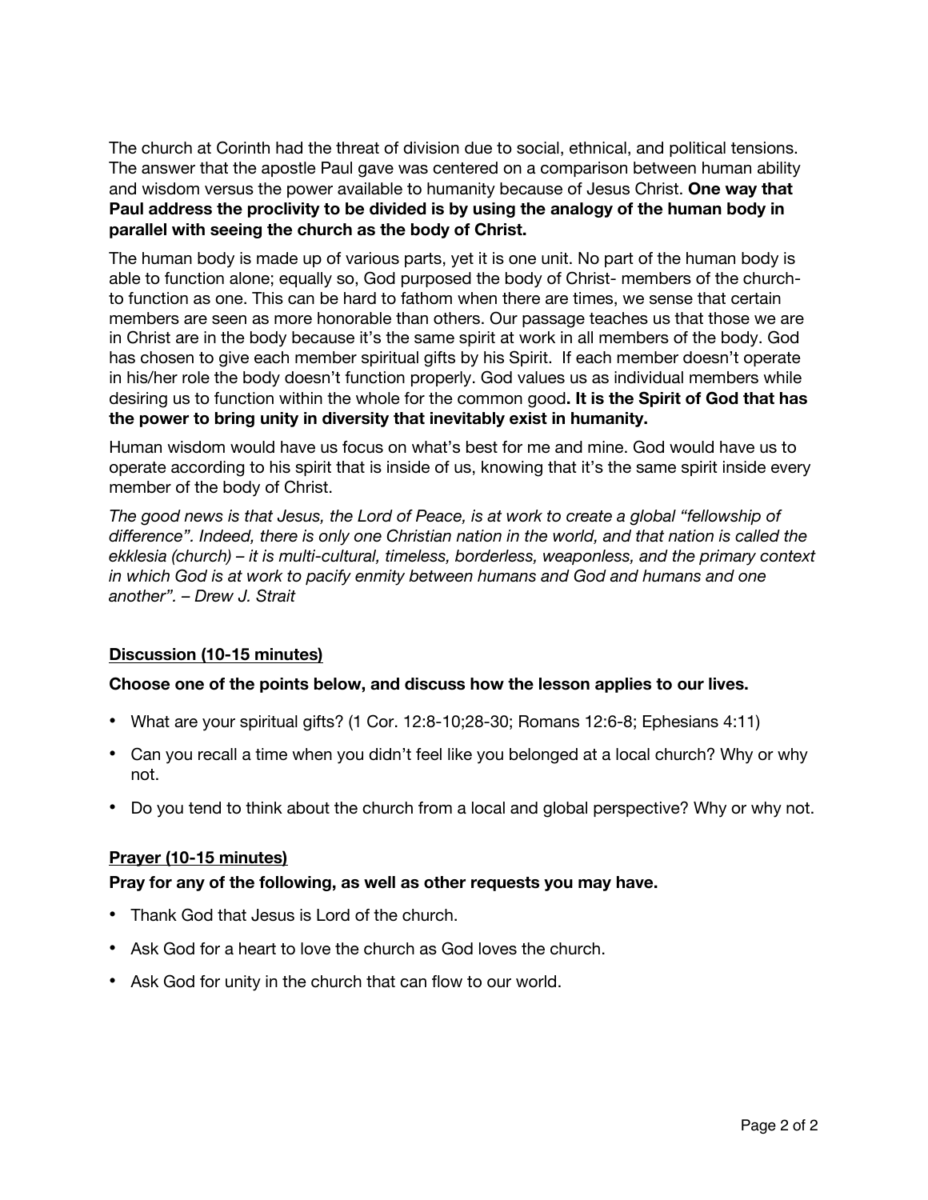The church at Corinth had the threat of division due to social, ethnical, and political tensions. The answer that the apostle Paul gave was centered on a comparison between human ability and wisdom versus the power available to humanity because of Jesus Christ. **One way that Paul address the proclivity to be divided is by using the analogy of the human body in parallel with seeing the church as the body of Christ.**

The human body is made up of various parts, yet it is one unit. No part of the human body is able to function alone; equally so, God purposed the body of Christ- members of the church- to function as one. This can be hard to fathom when there are times, we sense that certain members are seen as more honorable than others. Our passage teaches us that those we are in Christ are in the body because it's the same spirit at work in all members of the body. God has chosen to give each member spiritual gifts by his Spirit. If each member doesn't operate in his/her role the body doesn't function properly. God values us as individual members while desiring us to function within the whole for the common good**. It is the Spirit of God that has the power to bring unity in diversity that inevitably exist in humanity.**

Human wisdom would have us focus on what's best for me and mine. God would have us to operate according to his spirit that is inside of us, knowing that it's the same spirit inside every member of the body of Christ.

*The good news is that Jesus, the Lord of Peace, is at work to create a global "fellowship of difference". Indeed, there is only one Christian nation in the world, and that nation is called the ekklesia (church) – it is multi-cultural, timeless, borderless, weaponless, and the primary context in which God is at work to pacify enmity between humans and God and humans and one another". – Drew J. Strait*

## Discussion (10-15 minutes)

**Choose one of the points below, and discuss how the lesson applies to our lives.**

- What are your spiritual gifts? (1 Cor. 12:8-10;28-30; Romans 12:6-8; Ephesians 4:11)
- Can you recall a time when you didn't feel like you belonged at a local church? Why or why not.
- Do you tend to think about the church from a local and global perspective? Why or why not.

## Prayer (10-15 minutes)

**Pray for any of the following, as well as other requests you may have.**

- Thank God that Jesus is Lord of the church.
- Ask God for a heart to love the church as God loves the church.
- Ask God for unity in the church that can flow to our world.